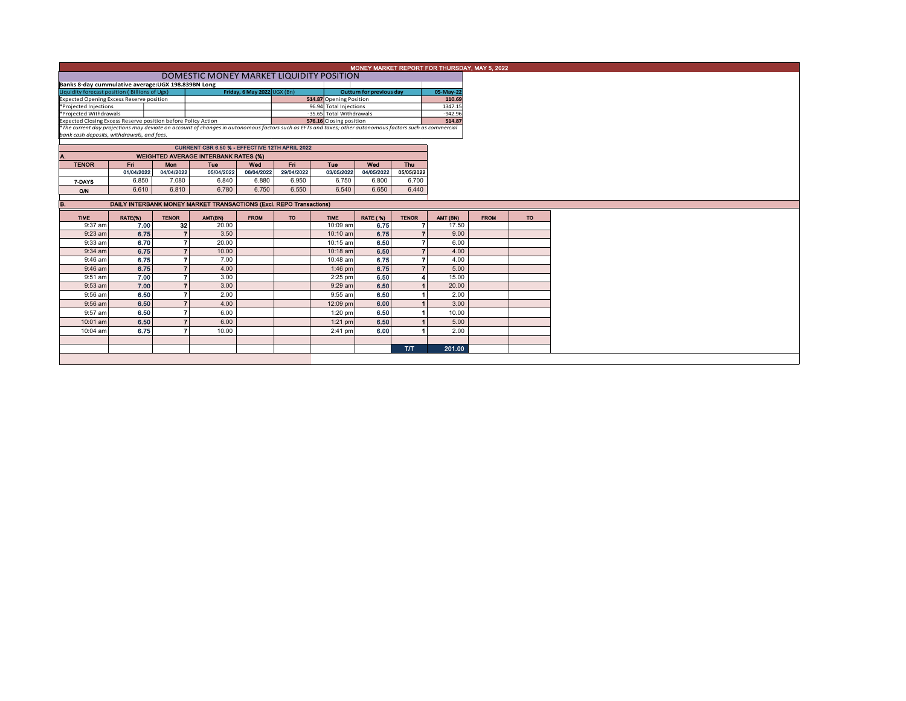# MONEY MARKET REPORT FOR THURSDAY, MAY 5, 2022

## DOMESTIC MONEY MARKET LIQUIDITY POSITION

**Banks 8-day cummulative average:UGX 198.839BN Long**

| Liquidity forecast position ( Billions of Ugx) | Friday, 6 May 2022 UGX (Bn) | Outturn for previous day | 05-May-22 |
|---|---|---|---|
| Expected Opening Excess Reserve position | 514.87 | Opening Position | 110.69 |
| *Projected Injections | 96.94 | Total Injections | 1347.15 |
| *Projected Withdrawals | -35.65 | Total Withdrawals | -942.96 |
| Expected Closing Excess Reserve position before Policy Action | 576.16 | Closing position | 514.87 |

*The current day projections may deviate on account of changes in autonomous factors such as EFTs and taxes; other autonomous factors such as commercial bank cash deposits, withdrawals, and fees.*

**CURRENT CBR 6.50 % - EFFECTIVE 12TH APRIL 2022**

### A. WEIGHTED AVERAGE INTERBANK RATES (%)

| TENOR | Fri | Mon | Tue | Wed | Fri | Tue | Wed | Thu |
|---|---|---|---|---|---|---|---|---|
| | 01/04/2022 | 04/04/2022 | 05/04/2022 | 06/04/2022 | 29/04/2022 | 03/05/2022 | 04/05/2022 | 05/05/2022 |
| 7-DAYS | 6.850 | 7.080 | 6.840 | 6.880 | 6.950 | 6.750 | 6.800 | 6.700 |
| O/N | 6.610 | 6.810 | 6.780 | 6.750 | 6.550 | 6.540 | 6.650 | 6.440 |

### B. DAILY INTERBANK MONEY MARKET TRANSACTIONS (Excl. REPO Transactions)

| TIME | RATE(%) | TENOR | AMT(BN) | FROM | TO | TIME | RATE (%) | TENOR | AMT (BN) | FROM | TO |
|---|---|---|---|---|---|---|---|---|---|---|---|
| 9:37 am | 7.00 | 32 | 20.00 | | | 10:09 am | 6.75 | 7 | 17.50 | | |
| 9:23 am | 6.75 | 7 | 3.50 | | | 10:10 am | 6.75 | 7 | 9.00 | | |
| 9:33 am | 6.70 | 7 | 20.00 | | | 10:15 am | 6.50 | 7 | 6.00 | | |
| 9:34 am | 6.75 | 7 | 10.00 | | | 10:18 am | 6.50 | 7 | 4.00 | | |
| 9:46 am | 6.75 | 7 | 7.00 | | | 10:48 am | 6.75 | 7 | 4.00 | | |
| 9:46 am | 6.75 | 7 | 4.00 | | | 1:46 pm | 6.75 | 7 | 5.00 | | |
| 9:51 am | 7.00 | 7 | 3.00 | | | 2:25 pm | 6.50 | 4 | 15.00 | | |
| 9:53 am | 7.00 | 7 | 3.00 | | | 9:29 am | 6.50 | 1 | 20.00 | | |
| 9:56 am | 6.50 | 7 | 2.00 | | | 9:55 am | 6.50 | 1 | 2.00 | | |
| 9:56 am | 6.50 | 7 | 4.00 | | | 12:09 pm | 6.00 | 1 | 3.00 | | |
| 9:57 am | 6.50 | 7 | 6.00 | | | 1:20 pm | 6.50 | 1 | 10.00 | | |
| 10:01 am | 6.50 | 7 | 6.00 | | | 1:21 pm | 6.50 | 1 | 5.00 | | |
| 10:04 am | 6.75 | 7 | 10.00 | | | 2:41 pm | 6.00 | 1 | 2.00 | | |
| | | | | | | | | T/T | 201.00 | | |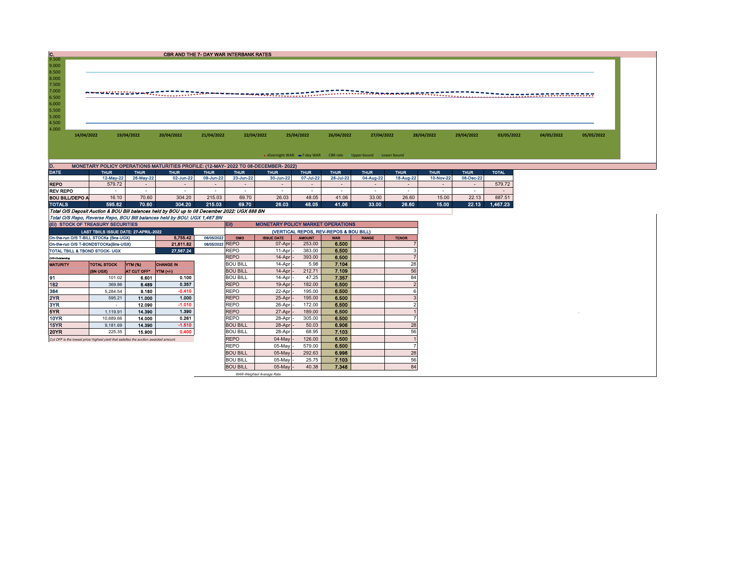## C. CBR AND THE 7- DAY WAR INTERBANK RATES

9.500
9.000
8.500
8.000
7.500
7.000
6.500
6.000
5.500
5.000
4.500
4.000

14/04/2022 19/04/2022 20/04/2022 21/04/2022 22/04/2022 25/04/2022 26/04/2022 27/04/2022 28/04/2022 29/04/2022 03/05/2022 04/05/2022 05/05/2022

Overnight WAR — 7-day WAR — CBR rate — Upper bound — Lower bound

## D. MONETARY POLICY OPERATIONS MATURITIES PROFILE: (12-MAY- 2022 TO 08-DECEMBER- 2022)

| DATE | THUR | THUR | THUR | THUR | THUR | THUR | THUR | THUR | THUR | THUR | THUR | THUR | TOTAL |
|---|---|---|---|---|---|---|---|---|---|---|---|---|---|
| | 12-May-22 | 26-May-22 | 02-Jun-22 | 09-Jun-22 | 23-Jun-22 | 30-Jun-22 | 07-Jul-22 | 28-Jul-22 | 04-Aug-22 | 18-Aug-22 | 10-Nov-22 | 08-Dec-22 | |
| REPO | 579.72 | - | - | - | - | - | - | - | - | - | - | - | 579.72 |
| REV REPO | - | - | - | - | - | - | - | - | - | - | - | - | - |
| BOU BILL/DEPO A | 16.10 | 70.60 | 304.20 | 215.03 | 69.70 | 26.03 | 48.05 | 41.06 | 33.00 | 26.60 | 15.00 | 22.13 | 887.51 |
| TOTALS | 595.82 | 70.60 | 304.20 | 215.03 | 69.70 | 26.03 | 48.05 | 41.06 | 33.00 | 26.60 | 15.00 | 22.13 | 1,467.23 |

*Total O/S Deposit Auction & BOU Bill balances held by BOU up to 08 December 2022: UGX 888 BN*

*Total O/S Repo, Reverse Repo, BOU Bill balances held by BOU: UGX 1,467 BN*

### (EI) STOCK OF TREASURY SECURITIES

| LAST TBIILS ISSUE DATE: 27-APRIL-2022 | | |
|---|---|---|
| On-the-run O/S T-BILL STOCKs (Bns-UGX) | 5,755.42 | 06/05/2022 |
| On-the-run O/S T-BONDSTOCKs(Bns-UGX) | 21,811.82 | 06/05/2022 |
| TOTAL TBILL & TBOND STOCK- UGX | 27,567.24 | |

O/S=Outstanding

| MATURITY | TOTAL STOCK (BN UGX) | YTM (%) AT CUT OFF* | CHANGE IN YTM (+/-) |
|---|---|---|---|
| 91 | 101.02 | 6.601 | 0.100 |
| 182 | 369.86 | 8.489 | 0.357 |
| 364 | 5,284.54 | 9.180 | -0.410 |
| 2YR | 595.21 | 11.000 | 1.000 |
| 3YR | - | 12.090 | -1.010 |
| 5YR | 1,119.91 | 14.390 | 1.390 |
| 10YR | 10,689.66 | 14.000 | 0.261 |
| 15YR | 9,181.69 | 14.390 | -1.510 |
| 20YR | 225.35 | 15.900 | 0.400 |

*Cut OFF is the lowest price/ highest yield that satisfies the auction awarded amount.*

### EII) MONETARY POLICY MARKET OPERATIONS

(VERTICAL REPOS, REV-REPOS & BOU BILL)

| OMO | ISSUE DATE | AMOUNT | WAR | RANGE | TENOR |
|---|---|---|---|---|---|
| REPO | 07-Apr | 253.00 | 6.500 | | 7 |
| REPO | 11-Apr | 383.00 | 6.500 | | 3 |
| REPO | 14-Apr | 393.00 | 6.500 | | 7 |
| BOU BILL | 14-Apr | 5.98 | 7.104 | | 28 |
| BOU BILL | 14-Apr | 212.71 | 7.109 | | 56 |
| BOU BILL | 14-Apr | 47.25 | 7.357 | | 84 |
| REPO | 19-Apr | 182.00 | 6.500 | | 2 |
| REPO | 22-Apr | 195.00 | 6.500 | | 6 |
| REPO | 25-Apr | 195.00 | 6.500 | | 3 |
| REPO | 26-Apr | 172.00 | 6.500 | | 2 |
| REPO | 27-Apr | 189.00 | 6.500 | | 1 |
| REPO | 28-Apr | 305.00 | 6.500 | | 7 |
| BOU BILL | 28-Apr | 50.03 | 6.906 | | 28 |
| BOU BILL | 28-Apr | 68.95 | 7.103 | | 56 |
| REPO | 04-May | 126.00 | 6.500 | | 1 |
| REPO | 05-May | 579.00 | 6.500 | | 7 |
| BOU BILL | 05-May | 292.63 | 6.998 | | 28 |
| BOU BILL | 05-May | 25.75 | 7.103 | | 56 |
| BOU BILL | 05-May | 40.38 | 7.348 | | 84 |

*WAR-Weighted Average Rate*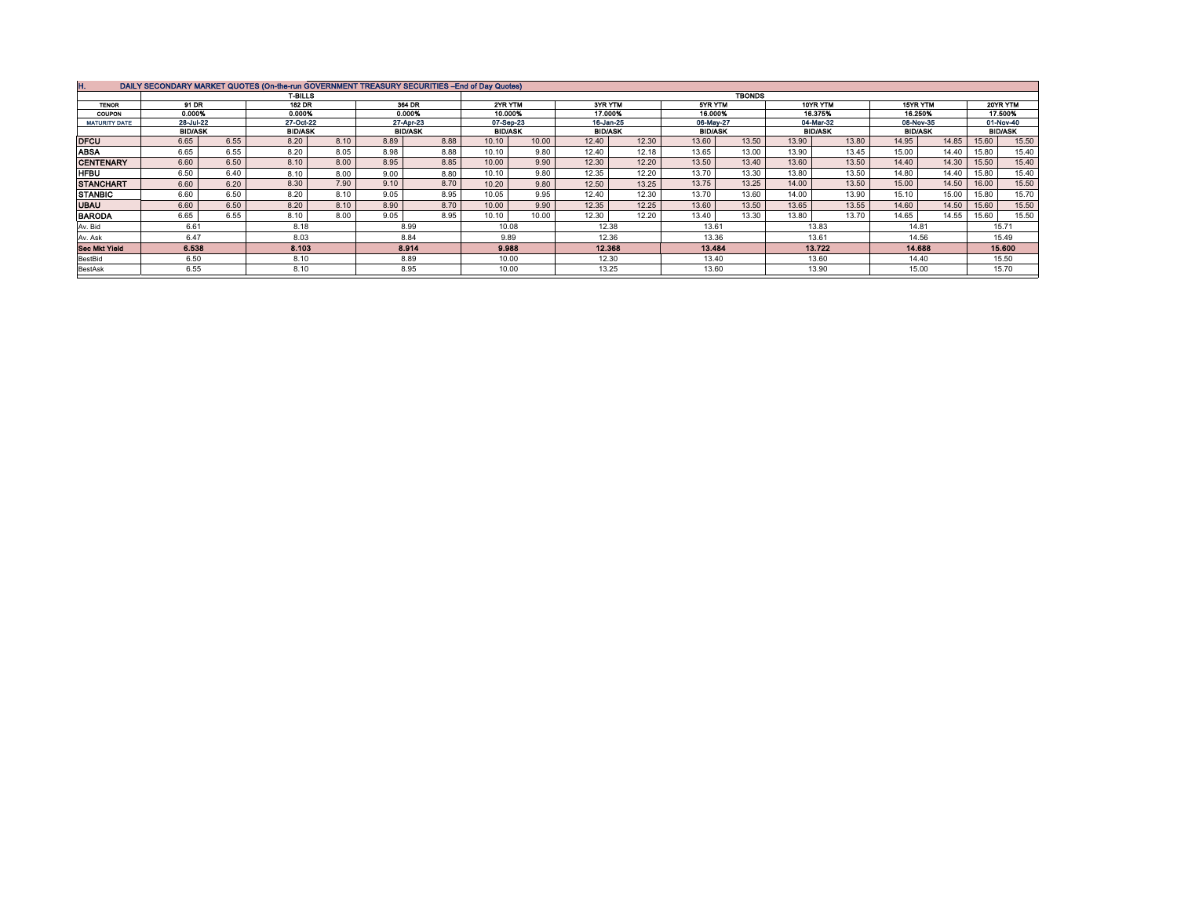| H. | DAILY SECONDARY MARKET QUOTES (On-the-run GOVERNMENT TREASURY SECURITIES –End of Day Quotes) | | | | | | | | | | | | | | | | | |
|---|---|---|---|---|---|---|---|---|---|---|---|---|---|---|---|---|---|---|
| | T-BILLS | | | | | | TBONDS | | | | | | | | | | | |
| TENOR | 91 DR | | 182 DR | | 364 DR | | 2YR YTM | | 3YR YTM | | 5YR YTM | | 10YR YTM | | 15YR YTM | | 20YR YTM | |
| COUPON | 0.000% | | 0.000% | | 0.000% | | 10.000% | | 17.000% | | 16.000% | | 16.375% | | 16.250% | | 17.500% | |
| MATURITY DATE | 28-Jul-22 | | 27-Oct-22 | | 27-Apr-23 | | 07-Sep-23 | | 16-Jan-25 | | 06-May-27 | | 04-Mar-32 | | 08-Nov-35 | | 01-Nov-40 | |
| | BID/ASK | | BID/ASK | | BID/ASK | | BID/ASK | | BID/ASK | | BID/ASK | | BID/ASK | | BID/ASK | | BID/ASK | |
| DFCU | 6.65 | 6.55 | 8.20 | 8.10 | 8.89 | 8.88 | 10.10 | 10.00 | 12.40 | 12.30 | 13.60 | 13.50 | 13.90 | 13.80 | 14.95 | 14.85 | 15.60 | 15.50 |
| ABSA | 6.65 | 6.55 | 8.20 | 8.05 | 8.98 | 8.88 | 10.10 | 9.80 | 12.40 | 12.18 | 13.65 | 13.00 | 13.90 | 13.45 | 15.00 | 14.40 | 15.80 | 15.40 |
| CENTENARY | 6.60 | 6.50 | 8.10 | 8.00 | 8.95 | 8.85 | 10.00 | 9.90 | 12.30 | 12.20 | 13.50 | 13.40 | 13.60 | 13.50 | 14.40 | 14.30 | 15.50 | 15.40 |
| HFBU | 6.50 | 6.40 | 8.10 | 8.00 | 9.00 | 8.80 | 10.10 | 9.80 | 12.35 | 12.20 | 13.70 | 13.30 | 13.80 | 13.50 | 14.80 | 14.40 | 15.80 | 15.40 |
| STANCHART | 6.60 | 6.20 | 8.30 | 7.90 | 9.10 | 8.70 | 10.20 | 9.80 | 12.50 | 13.25 | 13.75 | 13.25 | 14.00 | 13.50 | 15.00 | 14.50 | 16.00 | 15.50 |
| STANBIC | 6.60 | 6.50 | 8.20 | 8.10 | 9.05 | 8.95 | 10.05 | 9.95 | 12.40 | 12.30 | 13.70 | 13.60 | 14.00 | 13.90 | 15.10 | 15.00 | 15.80 | 15.70 |
| UBAU | 6.60 | 6.50 | 8.20 | 8.10 | 8.90 | 8.70 | 10.00 | 9.90 | 12.35 | 12.25 | 13.60 | 13.50 | 13.65 | 13.55 | 14.60 | 14.50 | 15.60 | 15.50 |
| BARODA | 6.65 | 6.55 | 8.10 | 8.00 | 9.05 | 8.95 | 10.10 | 10.00 | 12.30 | 12.20 | 13.40 | 13.30 | 13.80 | 13.70 | 14.65 | 14.55 | 15.60 | 15.50 |
| Av. Bid | 6.61 | | 8.18 | | 8.99 | | 10.08 | | 12.38 | | 13.61 | | 13.83 | | 14.81 | | 15.71 | |
| Av. Ask | 6.47 | | 8.03 | | 8.84 | | 9.89 | | 12.36 | | 13.36 | | 13.61 | | 14.56 | | 15.49 | |
| Sec Mkt Yield | 6.538 | | 8.103 | | 8.914 | | 9.988 | | 12.368 | | 13.484 | | 13.722 | | 14.688 | | 15.600 | |
| BestBid | 6.50 | | 8.10 | | 8.89 | | 10.00 | | 12.30 | | 13.40 | | 13.60 | | 14.40 | | 15.50 | |
| BestAsk | 6.55 | | 8.10 | | 8.95 | | 10.00 | | 13.25 | | 13.60 | | 13.90 | | 15.00 | | 15.70 | |